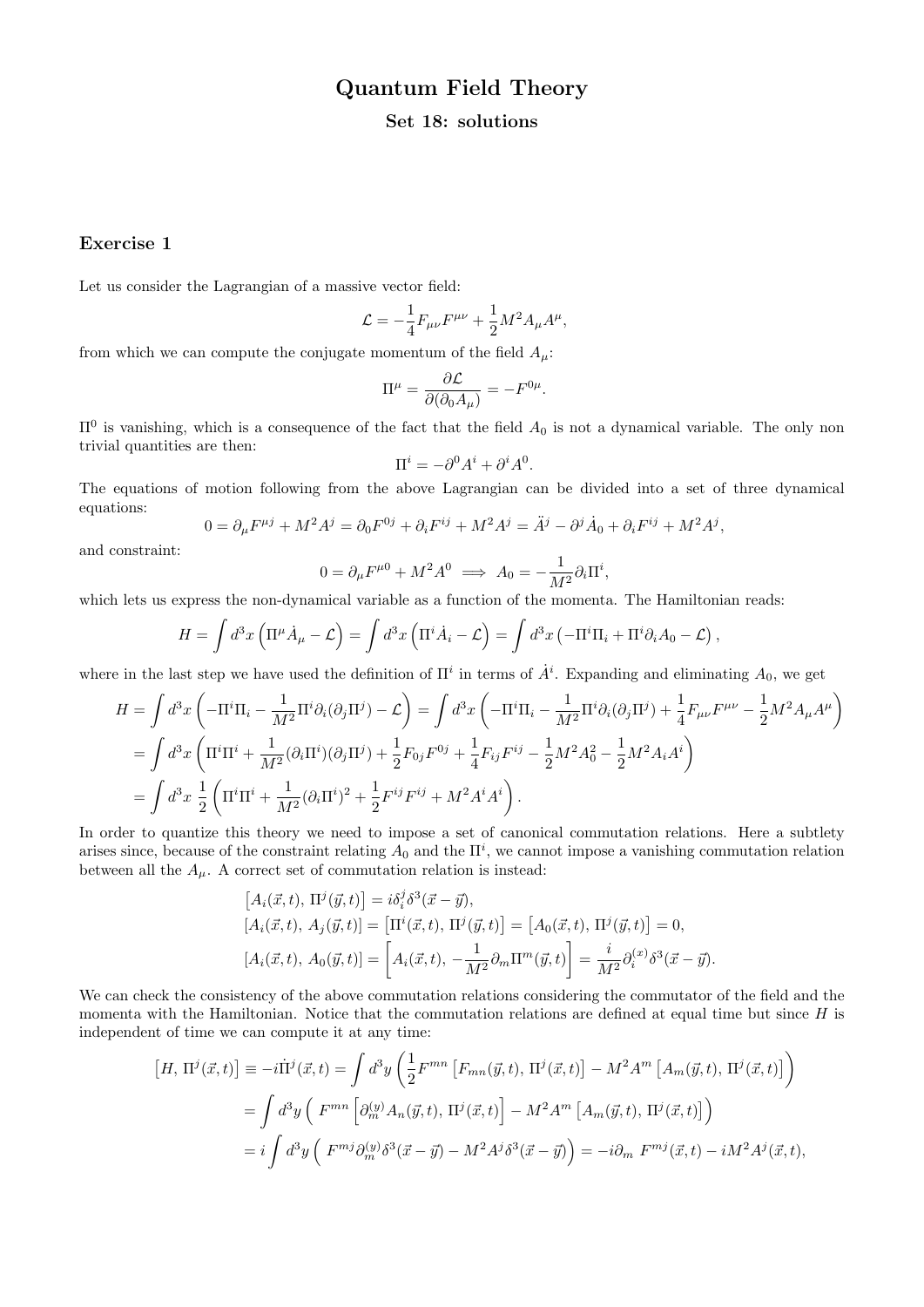# Quantum Field Theory

## Set 18: solutions

### Exercise 1

Let us consider the Lagrangian of a massive vector field:

$$\mathcal{L} = -\frac{1}{4}F_{\mu\nu}F^{\mu\nu} + \frac{1}{2}M^2 A_\mu A^\mu,$$

from which we can compute the conjugate momentum of the field $A_\mu$:

$$\Pi^\mu = \frac{\partial \mathcal{L}}{\partial(\partial_0 A_\mu)} = -F^{0\mu}.$$

$\Pi^0$ is vanishing, which is a consequence of the fact that the field $A_0$ is not a dynamical variable. The only non trivial quantities are then:

$$\Pi^i = -\partial^0 A^i + \partial^i A^0.$$

The equations of motion following from the above Lagrangian can be divided into a set of three dynamical equations:

$$0 = \partial_\mu F^{\mu j} + M^2 A^j = \partial_0 F^{0j} + \partial_i F^{ij} + M^2 A^j = \ddot{A}^j - \partial^j \dot{A}_0 + \partial_i F^{ij} + M^2 A^j,$$

and constraint:

$$0 = \partial_\mu F^{\mu 0} + M^2 A^0 \implies A_0 = -\frac{1}{M^2}\partial_i \Pi^i,$$

which lets us express the non-dynamical variable as a function of the momenta. The Hamiltonian reads:

$$H = \int d^3x \left(\Pi^\mu \dot{A}_\mu - \mathcal{L}\right) = \int d^3x \left(\Pi^i \dot{A}_i - \mathcal{L}\right) = \int d^3x \left(-\Pi^i \Pi_i + \Pi^i \partial_i A_0 - \mathcal{L}\right),$$

where in the last step we have used the definition of $\Pi^i$ in terms of $\dot{A}^i$. Expanding and eliminating $A_0$, we get

$$\begin{aligned}
H &= \int d^3x \left(-\Pi^i\Pi_i - \frac{1}{M^2}\Pi^i \partial_i(\partial_j \Pi^j) - \mathcal{L}\right) = \int d^3x \left(-\Pi^i\Pi_i - \frac{1}{M^2}\Pi^i\partial_i(\partial_j\Pi^j) + \frac{1}{4}F_{\mu\nu}F^{\mu\nu} - \frac{1}{2}M^2 A_\mu A^\mu\right) \\
&= \int d^3x \left(\Pi^i\Pi^i + \frac{1}{M^2}(\partial_i \Pi^i)(\partial_j \Pi^j) + \frac{1}{2}F_{0j}F^{0j} + \frac{1}{4}F_{ij}F^{ij} - \frac{1}{2}M^2 A_0^2 - \frac{1}{2}M^2 A_i A^i\right) \\
&= \int d^3x\, \frac{1}{2}\left(\Pi^i\Pi^i + \frac{1}{M^2}(\partial_i \Pi^i)^2 + \frac{1}{2}F^{ij}F^{ij} + M^2 A^i A^i\right).
\end{aligned}$$

In order to quantize this theory we need to impose a set of canonical commutation relations. Here a subtlety arises since, because of the constraint relating $A_0$ and the $\Pi^i$, we cannot impose a vanishing commutation relation between all the $A_\mu$. A correct set of commutation relation is instead:

$$\begin{aligned}
&\left[A_i(\vec{x},t),\, \Pi^j(\vec{y},t)\right] = i\delta_i^j \delta^3(\vec{x}-\vec{y}), \\
&\left[A_i(\vec{x},t),\, A_j(\vec{y},t)\right] = \left[\Pi^i(\vec{x},t),\, \Pi^j(\vec{y},t)\right] = \left[A_0(\vec{x},t),\, \Pi^j(\vec{y},t)\right] = 0, \\
&\left[A_i(\vec{x},t),\, A_0(\vec{y},t)\right] = \left[A_i(\vec{x},t),\, -\frac{1}{M^2}\partial_m \Pi^m(\vec{y},t)\right] = \frac{i}{M^2}\partial_i^{(x)}\delta^3(\vec{x}-\vec{y}).
\end{aligned}$$

We can check the consistency of the above commutation relations considering the commutator of the field and the momenta with the Hamiltonian. Notice that the commutation relations are defined at equal time but since $H$ is independent of time we can compute it at any time:

$$\begin{aligned}
\left[H,\, \Pi^j(\vec{x},t)\right] \equiv -i\dot{\Pi}^j(\vec{x},t) &= \int d^3y \left(\frac{1}{2}F^{mn}\left[F_{mn}(\vec{y},t),\, \Pi^j(\vec{x},t)\right] - M^2 A^m \left[A_m(\vec{y},t),\, \Pi^j(\vec{x},t)\right]\right) \\
&= \int d^3y \left(\, F^{mn}\left[\partial_m^{(y)} A_n(\vec{y},t),\, \Pi^j(\vec{x},t)\right] - M^2 A^m \left[A_m(\vec{y},t),\, \Pi^j(\vec{x},t)\right]\right) \\
&= i\int d^3y \left(\, F^{mj}\partial_m^{(y)}\delta^3(\vec{x}-\vec{y}) - M^2 A^j \delta^3(\vec{x}-\vec{y})\right) = -i\partial_m\, F^{mj}(\vec{x},t) - iM^2 A^j(\vec{x},t),
\end{aligned}$$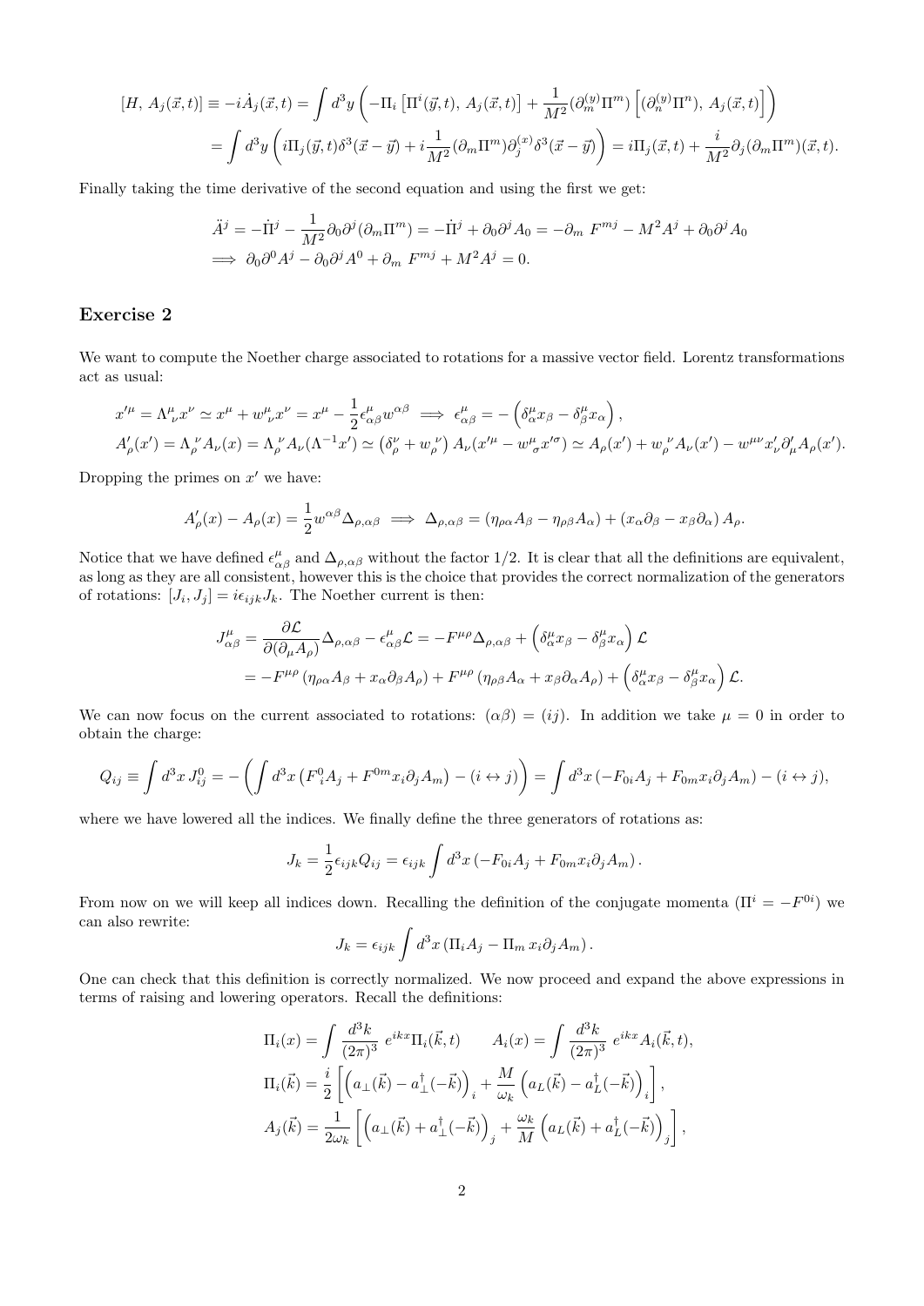$$
\begin{aligned}
[H,\, A_j(\vec{x},t)] \equiv -i\dot{A}_j(\vec{x},t) &= \int d^3y \left( -\Pi_i \left[\Pi^i(\vec{y},t),\, A_j(\vec{x},t)\right] + \frac{1}{M^2}(\partial_m^{(y)}\Pi^m)\left[(\partial_n^{(y)}\Pi^n),\, A_j(\vec{x},t)\right]\right) \\
&= \int d^3y \left( i\Pi_j(\vec{y},t)\delta^3(\vec{x}-\vec{y}) + i\frac{1}{M^2}(\partial_m \Pi^m)\partial_j^{(x)}\delta^3(\vec{x}-\vec{y})\right) = i\Pi_j(\vec{x},t) + \frac{i}{M^2}\partial_j(\partial_m\Pi^m)(\vec{x},t).
\end{aligned}
$$

Finally taking the time derivative of the second equation and using the first we get:

$$
\begin{aligned}
&\ddot{A}^j = -\dot{\Pi}^j - \frac{1}{M^2}\partial_0\partial^j(\partial_m\Pi^m) = -\dot{\Pi}^j + \partial_0\partial^j A_0 = -\partial_m\, F^{mj} - M^2A^j + \partial_0\partial^j A_0 \\
&\implies \partial_0\partial^0 A^j - \partial_0\partial^j A^0 + \partial_m\, F^{mj} + M^2A^j = 0.
\end{aligned}
$$

## Exercise 2

We want to compute the Noether charge associated to rotations for a massive vector field. Lorentz transformations act as usual:

$$
\begin{aligned}
&x'^\mu = \Lambda^\mu_{\ \nu}x^\nu \simeq x^\mu + w^\mu_{\ \nu}x^\nu = x^\mu - \frac{1}{2}\epsilon^\mu_{\alpha\beta}w^{\alpha\beta} \implies \epsilon^\mu_{\alpha\beta} = -\left(\delta^\mu_\alpha x_\beta - \delta^\mu_\beta x_\alpha\right), \\
&A'_\rho(x') = \Lambda_\rho^{\ \nu}A_\nu(x) = \Lambda_\rho^{\ \nu}A_\nu(\Lambda^{-1}x') \simeq \left(\delta_\rho^\nu + w_\rho^{\ \nu}\right)A_\nu(x'^\mu - w^\mu_{\ \sigma}x'^\sigma) \simeq A_\rho(x') + w_\rho^{\ \nu}A_\nu(x') - w^{\mu\nu}x'_\nu\partial'_\mu A_\rho(x').
\end{aligned}
$$

Dropping the primes on $x'$ we have:

$$
A'_\rho(x) - A_\rho(x) = \frac{1}{2}w^{\alpha\beta}\Delta_{\rho,\alpha\beta} \implies \Delta_{\rho,\alpha\beta} = \left(\eta_{\rho\alpha}A_\beta - \eta_{\rho\beta}A_\alpha\right) + \left(x_\alpha\partial_\beta - x_\beta\partial_\alpha\right)A_\rho.
$$

Notice that we have defined $\epsilon^\mu_{\alpha\beta}$ and $\Delta_{\rho,\alpha\beta}$ without the factor 1/2. It is clear that all the definitions are equivalent, as long as they are all consistent, however this is the choice that provides the correct normalization of the generators of rotations: $[J_i, J_j] = i\epsilon_{ijk}J_k$. The Noether current is then:

$$
\begin{aligned}
J^\mu_{\alpha\beta} &= \frac{\partial\mathcal{L}}{\partial(\partial_\mu A_\rho)}\Delta_{\rho,\alpha\beta} - \epsilon^\mu_{\alpha\beta}\mathcal{L} = -F^{\mu\rho}\Delta_{\rho,\alpha\beta} + \left(\delta^\mu_\alpha x_\beta - \delta^\mu_\beta x_\alpha\right)\mathcal{L} \\
&= -F^{\mu\rho}\left(\eta_{\rho\alpha}A_\beta + x_\alpha\partial_\beta A_\rho\right) + F^{\mu\rho}\left(\eta_{\rho\beta}A_\alpha + x_\beta\partial_\alpha A_\rho\right) + \left(\delta^\mu_\alpha x_\beta - \delta^\mu_\beta x_\alpha\right)\mathcal{L}.
\end{aligned}
$$

We can now focus on the current associated to rotations: $(\alpha\beta) = (ij)$. In addition we take $\mu = 0$ in order to obtain the charge:

$$
Q_{ij} \equiv \int d^3x\, J^0_{ij} = -\left(\int d^3x \left(F^0_{\ i}A_j + F^{0m}x_i\partial_j A_m\right) - (i \leftrightarrow j)\right) = \int d^3x \left(-F_{0i}A_j + F_{0m}x_i\partial_j A_m\right) - (i \leftrightarrow j),
$$

where we have lowered all the indices. We finally define the three generators of rotations as:

$$
J_k = \frac{1}{2}\epsilon_{ijk}Q_{ij} = \epsilon_{ijk}\int d^3x \left(-F_{0i}A_j + F_{0m}x_i\partial_j A_m\right).
$$

From now on we will keep all indices down. Recalling the definition of the conjugate momenta ($\Pi^i = -F^{0i}$) we can also rewrite:

$$
J_k = \epsilon_{ijk}\int d^3x \left(\Pi_i A_j - \Pi_m\, x_i\partial_j A_m\right).
$$

One can check that this definition is correctly normalized. We now proceed and expand the above expressions in terms of raising and lowering operators. Recall the definitions:

$$
\begin{aligned}
&\Pi_i(x) = \int \frac{d^3k}{(2\pi)^3}\, e^{ikx}\Pi_i(\vec{k},t) \qquad A_i(x) = \int \frac{d^3k}{(2\pi)^3}\, e^{ikx}A_i(\vec{k},t), \\
&\Pi_i(\vec{k}) = \frac{i}{2}\left[\left(a_\perp(\vec{k}) - a_\perp^\dagger(-\vec{k})\right)_i + \frac{M}{\omega_k}\left(a_L(\vec{k}) - a_L^\dagger(-\vec{k})\right)_i\right], \\
&A_j(\vec{k}) = \frac{1}{2\omega_k}\left[\left(a_\perp(\vec{k}) + a_\perp^\dagger(-\vec{k})\right)_j + \frac{\omega_k}{M}\left(a_L(\vec{k}) + a_L^\dagger(-\vec{k})\right)_j\right],
\end{aligned}
$$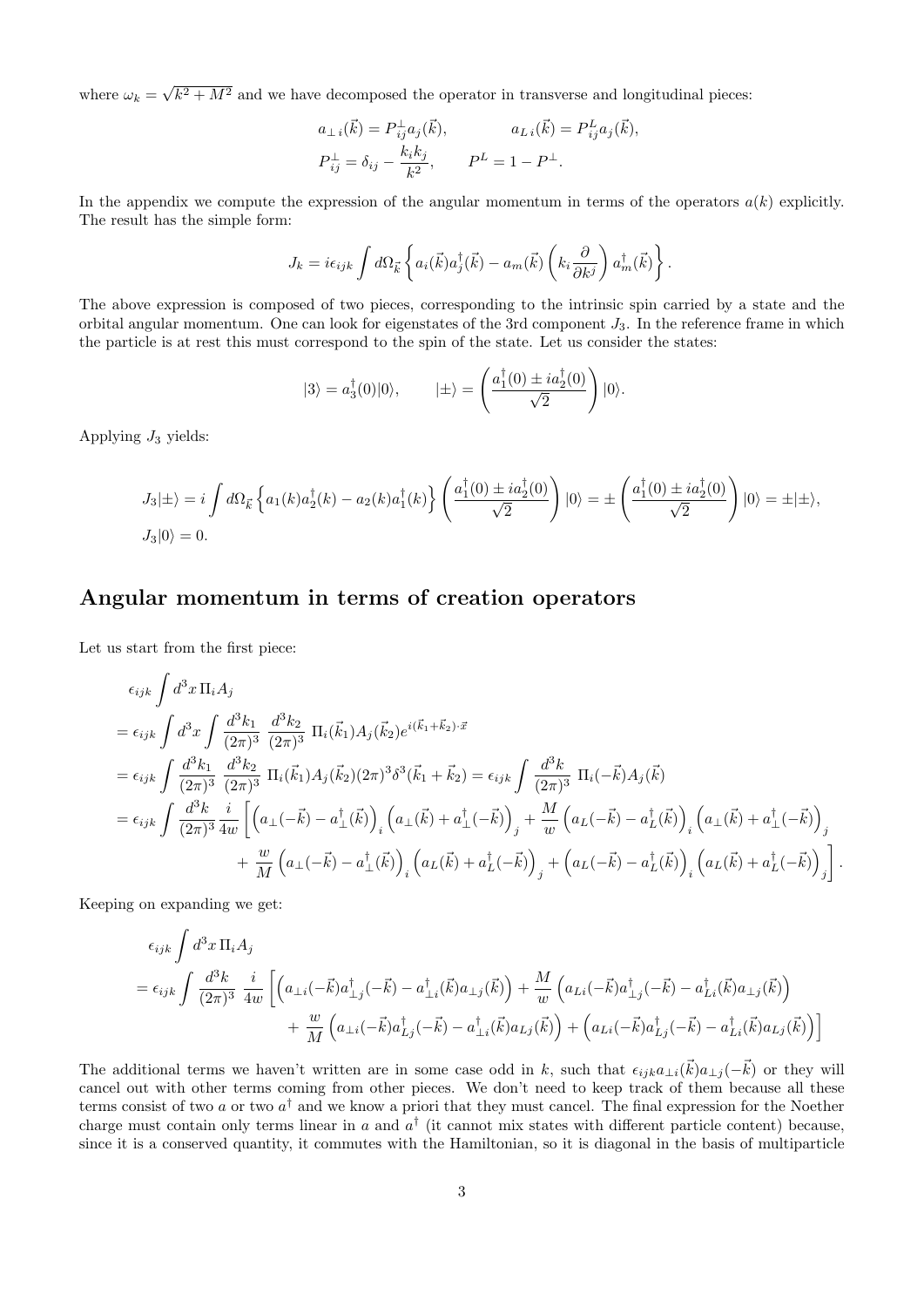where $\omega_k = \sqrt{k^2 + M^2}$ and we have decomposed the operator in transverse and longitudinal pieces:

$$a_{\perp\, i}(\vec{k}) = P^{\perp}_{ij} a_j(\vec{k}), \qquad a_{L\, i}(\vec{k}) = P^{L}_{ij} a_j(\vec{k}),$$
$$P^{\perp}_{ij} = \delta_{ij} - \frac{k_i k_j}{k^2}, \qquad P^L = 1 - P^{\perp}.$$

In the appendix we compute the expression of the angular momentum in terms of the operators $a(k)$ explicitly. The result has the simple form:

$$J_k = i\epsilon_{ijk} \int d\Omega_{\vec{k}} \left\{ a_i(\vec{k}) a^{\dagger}_j(\vec{k}) - a_m(\vec{k}) \left( k_i \frac{\partial}{\partial k^j} \right) a^{\dagger}_m(\vec{k}) \right\}.$$

The above expression is composed of two pieces, corresponding to the intrinsic spin carried by a state and the orbital angular momentum. One can look for eigenstates of the 3rd component $J_3$. In the reference frame in which the particle is at rest this must correspond to the spin of the state. Let us consider the states:

$$|3\rangle = a^{\dagger}_3(0)|0\rangle, \qquad |\pm\rangle = \left( \frac{a^{\dagger}_1(0) \pm i a^{\dagger}_2(0)}{\sqrt{2}} \right)|0\rangle.$$

Applying $J_3$ yields:

$$J_3|\pm\rangle = i \int d\Omega_{\vec{k}} \left\{ a_1(k) a^{\dagger}_2(k) - a_2(k) a^{\dagger}_1(k) \right\} \left( \frac{a^{\dagger}_1(0) \pm i a^{\dagger}_2(0)}{\sqrt{2}} \right)|0\rangle = \pm \left( \frac{a^{\dagger}_1(0) \pm i a^{\dagger}_2(0)}{\sqrt{2}} \right)|0\rangle = \pm|\pm\rangle,$$
$$J_3|0\rangle = 0.$$

## Angular momentum in terms of creation operators

Let us start from the first piece:

$$\begin{aligned}
&\epsilon_{ijk} \int d^3x\, \Pi_i A_j \\
&= \epsilon_{ijk} \int d^3x \int \frac{d^3k_1}{(2\pi)^3} \frac{d^3k_2}{(2\pi)^3}\, \Pi_i(\vec{k}_1) A_j(\vec{k}_2) e^{i(\vec{k}_1 + \vec{k}_2)\cdot\vec{x}} \\
&= \epsilon_{ijk} \int \frac{d^3k_1}{(2\pi)^3} \frac{d^3k_2}{(2\pi)^3}\, \Pi_i(\vec{k}_1) A_j(\vec{k}_2) (2\pi)^3 \delta^3(\vec{k}_1 + \vec{k}_2) = \epsilon_{ijk} \int \frac{d^3k}{(2\pi)^3}\, \Pi_i(-\vec{k}) A_j(\vec{k}) \\
&= \epsilon_{ijk} \int \frac{d^3k}{(2\pi)^3} \frac{i}{4w} \bigg[ \left( a_{\perp}(-\vec{k}) - a^{\dagger}_{\perp}(\vec{k}) \right)_i \left( a_{\perp}(\vec{k}) + a^{\dagger}_{\perp}(-\vec{k}) \right)_j + \frac{M}{w} \left( a_L(-\vec{k}) - a^{\dagger}_L(\vec{k}) \right)_i \left( a_{\perp}(\vec{k}) + a^{\dagger}_{\perp}(-\vec{k}) \right)_j \\
&\qquad + \frac{w}{M} \left( a_{\perp}(-\vec{k}) - a^{\dagger}_{\perp}(\vec{k}) \right)_i \left( a_L(\vec{k}) + a^{\dagger}_L(-\vec{k}) \right)_j + \left( a_L(-\vec{k}) - a^{\dagger}_L(\vec{k}) \right)_i \left( a_L(\vec{k}) + a^{\dagger}_L(-\vec{k}) \right)_j \bigg].
\end{aligned}$$

Keeping on expanding we get:

$$\begin{aligned}
&\epsilon_{ijk} \int d^3x\, \Pi_i A_j \\
&= \epsilon_{ijk} \int \frac{d^3k}{(2\pi)^3} \frac{i}{4w} \bigg[ \left( a_{\perp i}(-\vec{k}) a^{\dagger}_{\perp j}(-\vec{k}) - a^{\dagger}_{\perp i}(\vec{k}) a_{\perp j}(\vec{k}) \right) + \frac{M}{w} \left( a_{Li}(-\vec{k}) a^{\dagger}_{\perp j}(-\vec{k}) - a^{\dagger}_{Li}(\vec{k}) a_{\perp j}(\vec{k}) \right) \\
&\qquad + \frac{w}{M} \left( a_{\perp i}(-\vec{k}) a^{\dagger}_{Lj}(-\vec{k}) - a^{\dagger}_{\perp i}(\vec{k}) a_{Lj}(\vec{k}) \right) + \left( a_{Li}(-\vec{k}) a^{\dagger}_{Lj}(-\vec{k}) - a^{\dagger}_{Li}(\vec{k}) a_{Lj}(\vec{k}) \right) \bigg]
\end{aligned}$$

The additional terms we haven't written are in some case odd in $k$, such that $\epsilon_{ijk} a_{\perp i}(\vec{k}) a_{\perp j}(-\vec{k})$ or they will cancel out with other terms coming from other pieces. We don't need to keep track of them because all these terms consist of two $a$ or two $a^{\dagger}$ and we know a priori that they must cancel. The final expression for the Noether charge must contain only terms linear in $a$ and $a^{\dagger}$ (it cannot mix states with different particle content) because, since it is a conserved quantity, it commutes with the Hamiltonian, so it is diagonal in the basis of multiparticle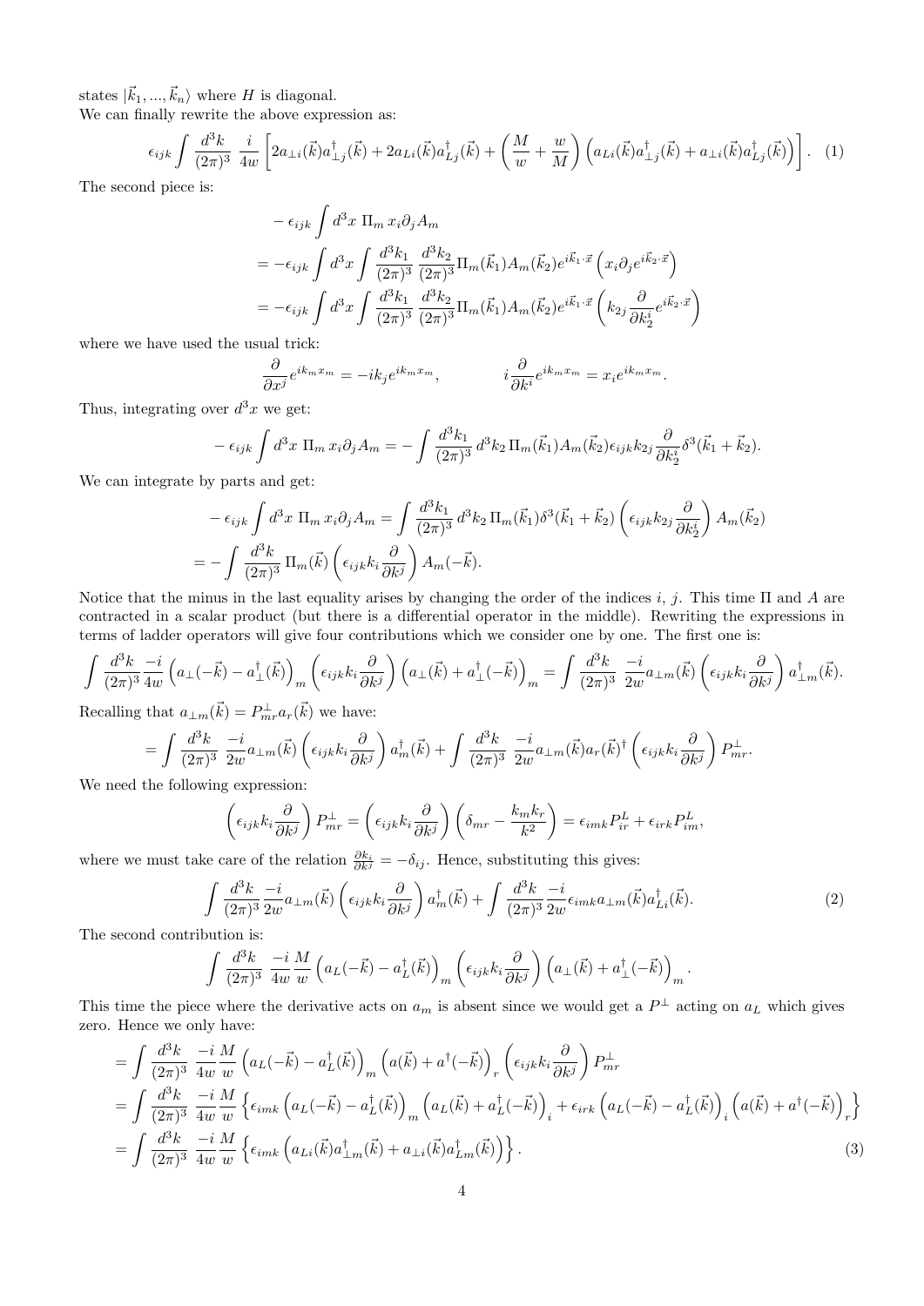states $|\vec{k}_1, ..., \vec{k}_n\rangle$ where $H$ is diagonal.

We can finally rewrite the above expression as:

$$\epsilon_{ijk} \int \frac{d^3k}{(2\pi)^3} \, \frac{i}{4w} \left[ 2a_{\perp i}(\vec{k}) a^\dagger_{\perp j}(\vec{k}) + 2a_{Li}(\vec{k}) a^\dagger_{Lj}(\vec{k}) + \left( \frac{M}{w} + \frac{w}{M} \right) \left( a_{Li}(\vec{k}) a^\dagger_{\perp j}(\vec{k}) + a_{\perp i}(\vec{k}) a^\dagger_{Lj}(\vec{k}) \right) \right]. \quad (1)$$

The second piece is:

$$\begin{aligned}
&- \epsilon_{ijk} \int d^3x \; \Pi_m \, x_i \partial_j A_m \\
&= -\epsilon_{ijk} \int d^3x \int \frac{d^3k_1}{(2\pi)^3} \, \frac{d^3k_2}{(2\pi)^3} \Pi_m(\vec{k}_1) A_m(\vec{k}_2) e^{i\vec{k}_1 \cdot \vec{x}} \left( x_i \partial_j e^{i\vec{k}_2 \cdot \vec{x}} \right) \\
&= -\epsilon_{ijk} \int d^3x \int \frac{d^3k_1}{(2\pi)^3} \, \frac{d^3k_2}{(2\pi)^3} \Pi_m(\vec{k}_1) A_m(\vec{k}_2) e^{i\vec{k}_1 \cdot \vec{x}} \left( k_{2j} \frac{\partial}{\partial k_2^i} e^{i\vec{k}_2 \cdot \vec{x}} \right)
\end{aligned}$$

where we have used the usual trick:

$$\frac{\partial}{\partial x^j} e^{ik_m x_m} = -ik_j e^{ik_m x_m}, \qquad\qquad i\frac{\partial}{\partial k^i} e^{ik_m x_m} = x_i e^{ik_m x_m}.$$

Thus, integrating over $d^3x$ we get:

$$- \epsilon_{ijk} \int d^3x \; \Pi_m \, x_i \partial_j A_m = - \int \frac{d^3k_1}{(2\pi)^3} \, d^3k_2 \, \Pi_m(\vec{k}_1) A_m(\vec{k}_2) \epsilon_{ijk} k_{2j} \frac{\partial}{\partial k_2^i} \delta^3(\vec{k}_1 + \vec{k}_2).$$

We can integrate by parts and get:

$$\begin{aligned}
&- \epsilon_{ijk} \int d^3x \; \Pi_m \, x_i \partial_j A_m = \int \frac{d^3k_1}{(2\pi)^3} \, d^3k_2 \, \Pi_m(\vec{k}_1) \delta^3(\vec{k}_1 + \vec{k}_2) \left( \epsilon_{ijk} k_{2j} \frac{\partial}{\partial k_2^i} \right) A_m(\vec{k}_2) \\
&= - \int \frac{d^3k}{(2\pi)^3} \, \Pi_m(\vec{k}) \left( \epsilon_{ijk} k_i \frac{\partial}{\partial k^j} \right) A_m(-\vec{k}).
\end{aligned}$$

Notice that the minus in the last equality arises by changing the order of the indices $i$, $j$. This time $\Pi$ and $A$ are contracted in a scalar product (but there is a differential operator in the middle). Rewriting the expressions in terms of ladder operators will give four contributions which we consider one by one. The first one is:

$$\int \frac{d^3k}{(2\pi)^3} \frac{-i}{4w} \left( a_\perp(-\vec{k}) - a^\dagger_\perp(\vec{k}) \right)_m \left( \epsilon_{ijk} k_i \frac{\partial}{\partial k^j} \right) \left( a_\perp(\vec{k}) + a^\dagger_\perp(-\vec{k}) \right)_m = \int \frac{d^3k}{(2\pi)^3} \, \frac{-i}{2w} a_{\perp m}(\vec{k}) \left( \epsilon_{ijk} k_i \frac{\partial}{\partial k^j} \right) a^\dagger_{\perp m}(\vec{k}).$$

Recalling that $a_{\perp m}(\vec{k}) = P^\perp_{mr} a_r(\vec{k})$ we have:

$$= \int \frac{d^3k}{(2\pi)^3} \, \frac{-i}{2w} a_{\perp m}(\vec{k}) \left( \epsilon_{ijk} k_i \frac{\partial}{\partial k^j} \right) a^\dagger_m(\vec{k}) + \int \frac{d^3k}{(2\pi)^3} \, \frac{-i}{2w} a_{\perp m}(\vec{k}) a_r(\vec{k})^\dagger \left( \epsilon_{ijk} k_i \frac{\partial}{\partial k^j} \right) P^\perp_{mr}.$$

We need the following expression:

$$\left( \epsilon_{ijk} k_i \frac{\partial}{\partial k^j} \right) P^\perp_{mr} = \left( \epsilon_{ijk} k_i \frac{\partial}{\partial k^j} \right) \left( \delta_{mr} - \frac{k_m k_r}{k^2} \right) = \epsilon_{imk} P^L_{ir} + \epsilon_{irk} P^L_{im},$$

where we must take care of the relation $\frac{\partial k_i}{\partial k^j} = -\delta_{ij}$. Hence, substituting this gives:

$$\int \frac{d^3k}{(2\pi)^3} \frac{-i}{2w} a_{\perp m}(\vec{k}) \left( \epsilon_{ijk} k_i \frac{\partial}{\partial k^j} \right) a^\dagger_m(\vec{k}) + \int \frac{d^3k}{(2\pi)^3} \frac{-i}{2w} \epsilon_{imk} a_{\perp m}(\vec{k}) a^\dagger_{Li}(\vec{k}). \quad (2)$$

The second contribution is:

$$\int \frac{d^3k}{(2\pi)^3} \, \frac{-i}{4w} \frac{M}{w} \left( a_L(-\vec{k}) - a^\dagger_L(\vec{k}) \right)_m \left( \epsilon_{ijk} k_i \frac{\partial}{\partial k^j} \right) \left( a_\perp(\vec{k}) + a^\dagger_\perp(-\vec{k}) \right)_m.$$

This time the piece where the derivative acts on $a_m$ is absent since we would get a $P^\perp$ acting on $a_L$ which gives zero. Hence we only have:

$$\begin{aligned}
&= \int \frac{d^3k}{(2\pi)^3} \, \frac{-i}{4w} \frac{M}{w} \left( a_L(-\vec{k}) - a^\dagger_L(\vec{k}) \right)_m \left( a(\vec{k}) + a^\dagger(-\vec{k}) \right)_r \left( \epsilon_{ijk} k_i \frac{\partial}{\partial k^j} \right) P^\perp_{mr} \\
&= \int \frac{d^3k}{(2\pi)^3} \, \frac{-i}{4w} \frac{M}{w} \left\{ \epsilon_{imk} \left( a_L(-\vec{k}) - a^\dagger_L(\vec{k}) \right)_m \left( a_L(\vec{k}) + a^\dagger_L(-\vec{k}) \right)_i + \epsilon_{irk} \left( a_L(-\vec{k}) - a^\dagger_L(\vec{k}) \right)_i \left( a(\vec{k}) + a^\dagger(-\vec{k}) \right)_r \right\} \\
&= \int \frac{d^3k}{(2\pi)^3} \, \frac{-i}{4w} \frac{M}{w} \left\{ \epsilon_{imk} \left( a_{Li}(\vec{k}) a^\dagger_{\perp m}(\vec{k}) + a_{\perp i}(\vec{k}) a^\dagger_{Lm}(\vec{k}) \right) \right\}. \quad (3)
\end{aligned}$$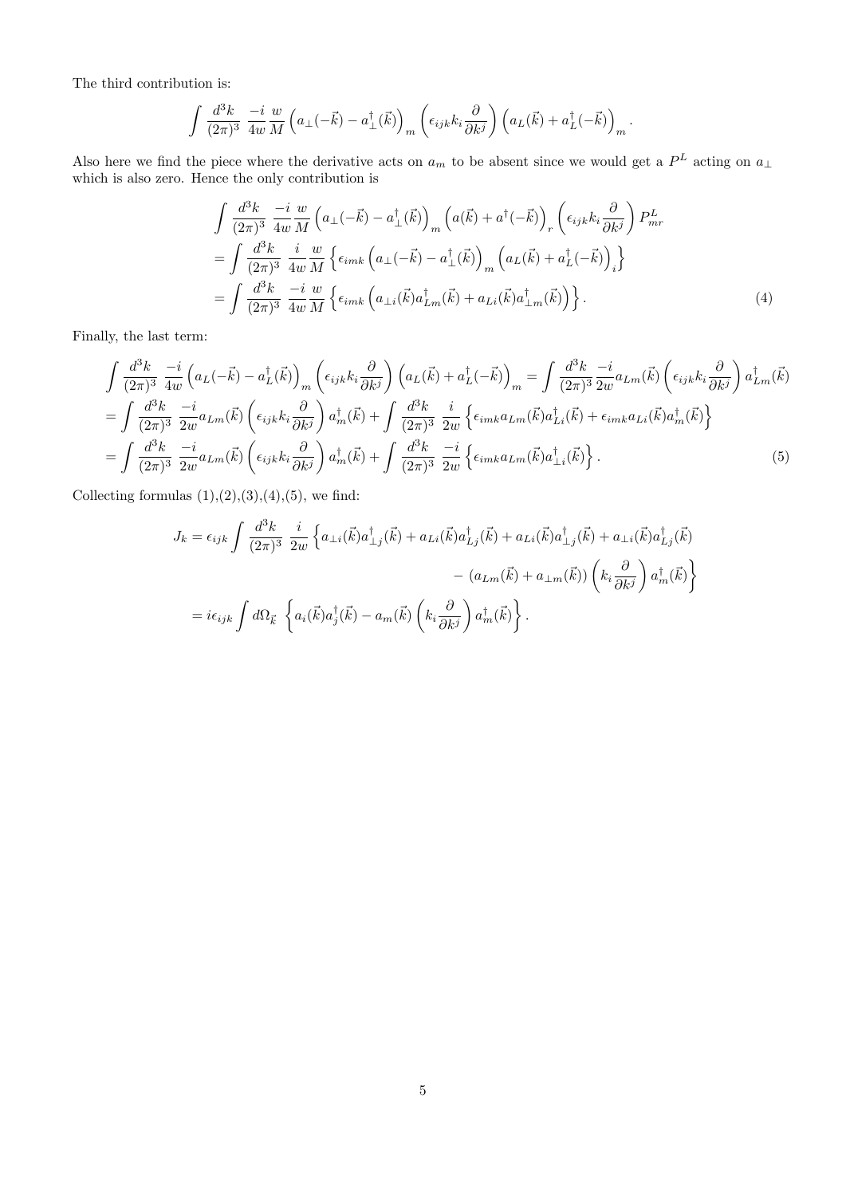The third contribution is:

$$\int \frac{d^3k}{(2\pi)^3}\ \frac{-i}{4w}\frac{w}{M}\left(a_\perp(-\vec{k}) - a_\perp^\dagger(\vec{k})\right)_m \left(\epsilon_{ijk}k_i\frac{\partial}{\partial k^j}\right)\left(a_L(\vec{k}) + a_L^\dagger(-\vec{k})\right)_m .$$

Also here we find the piece where the derivative acts on $a_m$ to be absent since we would get a $P^L$ acting on $a_\perp$ which is also zero. Hence the only contribution is

$$\begin{aligned}
&\int \frac{d^3k}{(2\pi)^3}\ \frac{-i}{4w}\frac{w}{M}\left(a_\perp(-\vec{k}) - a_\perp^\dagger(\vec{k})\right)_m \left(a(\vec{k}) + a^\dagger(-\vec{k})\right)_r \left(\epsilon_{ijk}k_i\frac{\partial}{\partial k^j}\right)P^L_{mr} \\
&= \int \frac{d^3k}{(2\pi)^3}\ \frac{i}{4w}\frac{w}{M}\left\{\epsilon_{imk}\left(a_\perp(-\vec{k}) - a_\perp^\dagger(\vec{k})\right)_m \left(a_L(\vec{k}) + a_L^\dagger(-\vec{k})\right)_i\right\} \\
&= \int \frac{d^3k}{(2\pi)^3}\ \frac{-i}{4w}\frac{w}{M}\left\{\epsilon_{imk}\left(a_{\perp i}(\vec{k})a^\dagger_{Lm}(\vec{k}) + a_{Li}(\vec{k})a^\dagger_{\perp m}(\vec{k})\right)\right\}. \qquad (4)
\end{aligned}$$

Finally, the last term:

$$\begin{aligned}
&\int \frac{d^3k}{(2\pi)^3}\ \frac{-i}{4w}\left(a_L(-\vec{k}) - a_L^\dagger(\vec{k})\right)_m \left(\epsilon_{ijk}k_i\frac{\partial}{\partial k^j}\right)\left(a_L(\vec{k}) + a_L^\dagger(-\vec{k})\right)_m = \int \frac{d^3k}{(2\pi)^3}\ \frac{-i}{2w}a_{Lm}(\vec{k})\left(\epsilon_{ijk}k_i\frac{\partial}{\partial k^j}\right)a^\dagger_{Lm}(\vec{k}) \\
&= \int \frac{d^3k}{(2\pi)^3}\ \frac{-i}{2w}a_{Lm}(\vec{k})\left(\epsilon_{ijk}k_i\frac{\partial}{\partial k^j}\right)a^\dagger_{m}(\vec{k}) + \int \frac{d^3k}{(2\pi)^3}\ \frac{i}{2w}\left\{\epsilon_{imk}a_{Lm}(\vec{k})a^\dagger_{Li}(\vec{k}) + \epsilon_{imk}a_{Li}(\vec{k})a^\dagger_{m}(\vec{k})\right\} \\
&= \int \frac{d^3k}{(2\pi)^3}\ \frac{-i}{2w}a_{Lm}(\vec{k})\left(\epsilon_{ijk}k_i\frac{\partial}{\partial k^j}\right)a^\dagger_{m}(\vec{k}) + \int \frac{d^3k}{(2\pi)^3}\ \frac{-i}{2w}\left\{\epsilon_{imk}a_{Lm}(\vec{k})a^\dagger_{\perp i}(\vec{k})\right\}. \qquad (5)
\end{aligned}$$

Collecting formulas (1),(2),(3),(4),(5), we find:

$$\begin{aligned}
J_k &= \epsilon_{ijk}\int \frac{d^3k}{(2\pi)^3}\ \frac{i}{2w}\Big\{a_{\perp i}(\vec{k})a^\dagger_{\perp j}(\vec{k}) + a_{Li}(\vec{k})a^\dagger_{Lj}(\vec{k}) + a_{Li}(\vec{k})a^\dagger_{\perp j}(\vec{k}) + a_{\perp i}(\vec{k})a^\dagger_{Lj}(\vec{k}) \\
&\qquad\qquad - \left(a_{Lm}(\vec{k}) + a_{\perp m}(\vec{k})\right)\left(k_i\frac{\partial}{\partial k^j}\right)a^\dagger_m(\vec{k})\Big\} \\
&= i\epsilon_{ijk}\int d\Omega_{\vec{k}}\ \left\{a_i(\vec{k})a^\dagger_j(\vec{k}) - a_m(\vec{k})\left(k_i\frac{\partial}{\partial k^j}\right)a^\dagger_m(\vec{k})\right\}.
\end{aligned}$$